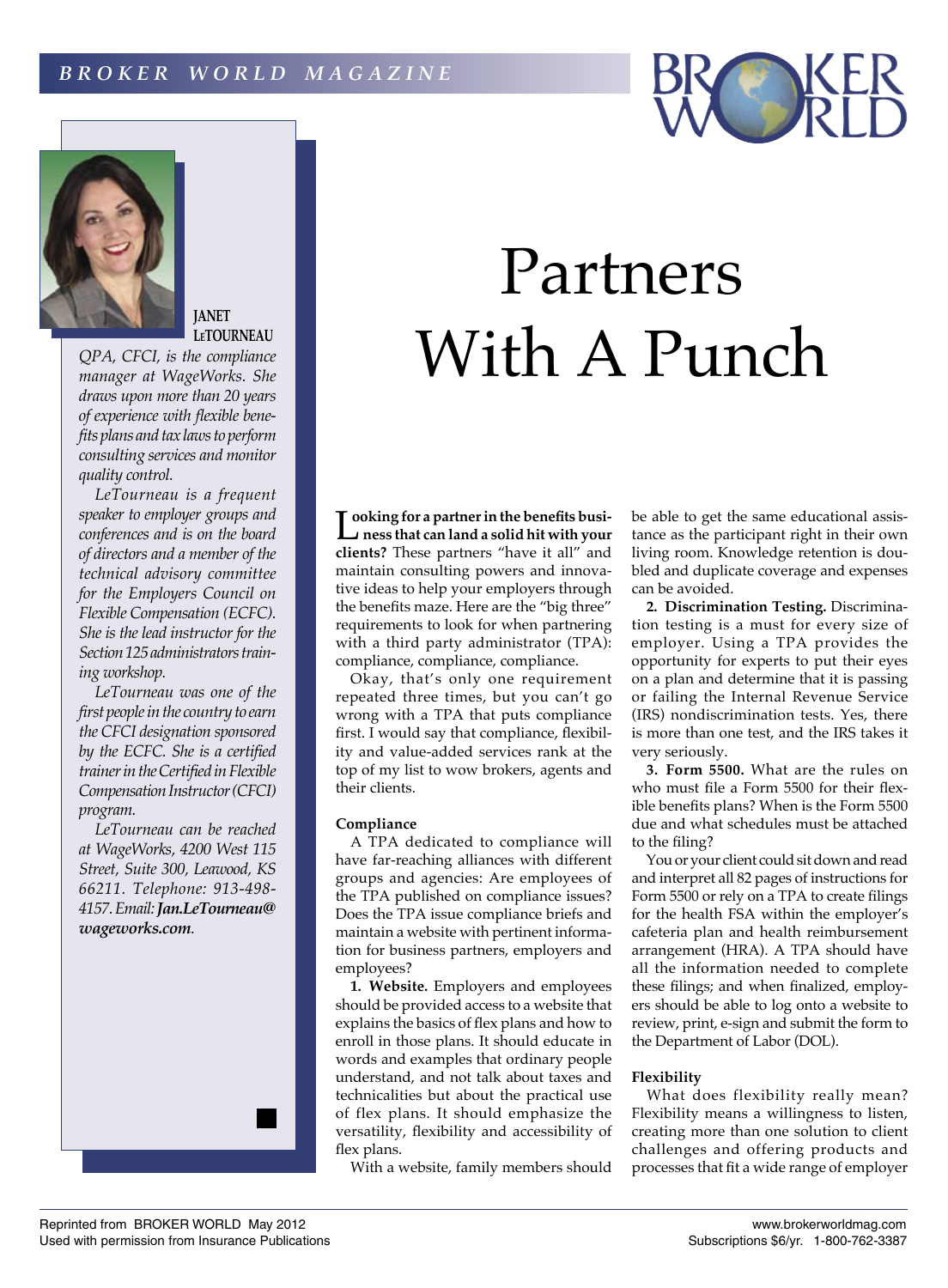# Partners With A Punch

**JANET LeTOURNEAU**

*QPA, CFCI, is the compliance manager at WageWorks. She draws upon more than 20 years of experience with flexible benefits plans and tax laws to perform consulting services and monitor quality control.*

*LeTourneau is a frequent speaker to employer groups and conferences and is on the board of directors and a member of the technical advisory committee for the Employers Council on Flexible Compensation (ECFC). She is the lead instructor for the Section 125 administrators training workshop.*

*LeTourneau was one of the first people in the country to earn the CFCI designation sponsored by the ECFC. She is a certified trainer in the Certified in Flexible Compensation Instructor (CFCI) program.*

*LeTourneau can be reached at WageWorks, 4200 West 115 Street, Suite 300, Leawood, KS 66211. Telephone: 913-498-4157. Email:* ***Jan.LeTourneau@wageworks.com****.*

**Looking for a partner in the benefits business that can land a solid hit with your clients?** These partners "have it all" and maintain consulting powers and innovative ideas to help your employers through the benefits maze. Here are the "big three" requirements to look for when partnering with a third party administrator (TPA): compliance, compliance, compliance.

Okay, that's only one requirement repeated three times, but you can't go wrong with a TPA that puts compliance first. I would say that compliance, flexibility and value-added services rank at the top of my list to wow brokers, agents and their clients.

### Compliance

A TPA dedicated to compliance will have far-reaching alliances with different groups and agencies: Are employees of the TPA published on compliance issues? Does the TPA issue compliance briefs and maintain a website with pertinent information for business partners, employers and employees?

**1. Website.** Employers and employees should be provided access to a website that explains the basics of flex plans and how to enroll in those plans. It should educate in words and examples that ordinary people understand, and not talk about taxes and technicalities but about the practical use of flex plans. It should emphasize the versatility, flexibility and accessibility of flex plans.

With a website, family members should be able to get the same educational assistance as the participant right in their own living room. Knowledge retention is doubled and duplicate coverage and expenses can be avoided.

**2. Discrimination Testing.** Discrimination testing is a must for every size of employer. Using a TPA provides the opportunity for experts to put their eyes on a plan and determine that it is passing or failing the Internal Revenue Service (IRS) nondiscrimination tests. Yes, there is more than one test, and the IRS takes it very seriously.

**3. Form 5500.** What are the rules on who must file a Form 5500 for their flexible benefits plans? When is the Form 5500 due and what schedules must be attached to the filing?

You or your client could sit down and read and interpret all 82 pages of instructions for Form 5500 or rely on a TPA to create filings for the health FSA within the employer's cafeteria plan and health reimbursement arrangement (HRA). A TPA should have all the information needed to complete these filings; and when finalized, employers should be able to log onto a website to review, print, e-sign and submit the form to the Department of Labor (DOL).

### Flexibility

What does flexibility really mean? Flexibility means a willingness to listen, creating more than one solution to client challenges and offering products and processes that fit a wide range of employer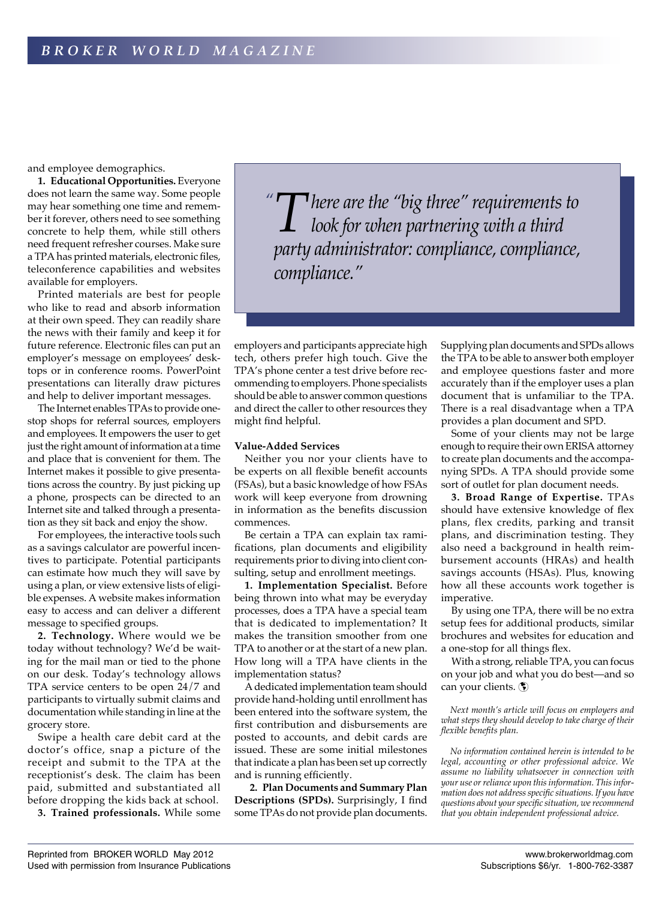and employee demographics.

**1. Educational Opportunities.** Everyone does not learn the same way. Some people may hear something one time and remember it forever, others need to see something concrete to help them, while still others need frequent refresher courses. Make sure a TPA has printed materials, electronic files, teleconference capabilities and websites available for employers.

Printed materials are best for people who like to read and absorb information at their own speed. They can readily share the news with their family and keep it for future reference. Electronic files can put an employer's message on employees' desktops or in conference rooms. PowerPoint presentations can literally draw pictures and help to deliver important messages.

The Internet enables TPAs to provide one-stop shops for referral sources, employers and employees. It empowers the user to get just the right amount of information at a time and place that is convenient for them. The Internet makes it possible to give presentations across the country. By just picking up a phone, prospects can be directed to an Internet site and talked through a presentation as they sit back and enjoy the show.

For employees, the interactive tools such as a savings calculator are powerful incentives to participate. Potential participants can estimate how much they will save by using a plan, or view extensive lists of eligible expenses. A website makes information easy to access and can deliver a different message to specified groups.

**2. Technology.** Where would we be today without technology? We'd be waiting for the mail man or tied to the phone on our desk. Today's technology allows TPA service centers to be open 24/7 and participants to virtually submit claims and documentation while standing in line at the grocery store.

Swipe a health care debit card at the doctor's office, snap a picture of the receipt and submit to the TPA at the receptionist's desk. The claim has been paid, submitted and substantiated all before dropping the kids back at school.

**3. Trained professionals.** While some employers and participants appreciate high tech, others prefer high touch. Give the TPA's phone center a test drive before recommending to employers. Phone specialists should be able to answer common questions and direct the caller to other resources they might find helpful.

> *"There are the "big three" requirements to look for when partnering with a third party administrator: compliance, compliance, compliance."*

**Value-Added Services**

Neither you nor your clients have to be experts on all flexible benefit accounts (FSAs), but a basic knowledge of how FSAs work will keep everyone from drowning in information as the benefits discussion commences.

Be certain a TPA can explain tax ramifications, plan documents and eligibility requirements prior to diving into client consulting, setup and enrollment meetings.

**1. Implementation Specialist.** Before being thrown into what may be everyday processes, does a TPA have a special team that is dedicated to implementation? It makes the transition smoother from one TPA to another or at the start of a new plan. How long will a TPA have clients in the implementation status?

A dedicated implementation team should provide hand-holding until enrollment has been entered into the software system, the first contribution and disbursements are posted to accounts, and debit cards are issued. These are some initial milestones that indicate a plan has been set up correctly and is running efficiently.

**2. Plan Documents and Summary Plan Descriptions (SPDs).** Surprisingly, I find some TPAs do not provide plan documents. Supplying plan documents and SPDs allows the TPA to be able to answer both employer and employee questions faster and more accurately than if the employer uses a plan document that is unfamiliar to the TPA. There is a real disadvantage when a TPA provides a plan document and SPD.

Some of your clients may not be large enough to require their own ERISA attorney to create plan documents and the accompanying SPDs. A TPA should provide some sort of outlet for plan document needs.

**3. Broad Range of Expertise.** TPAs should have extensive knowledge of flex plans, flex credits, parking and transit plans, and discrimination testing. They also need a background in health reimbursement accounts (HRAs) and health savings accounts (HSAs). Plus, knowing how all these accounts work together is imperative.

By using one TPA, there will be no extra setup fees for additional products, similar brochures and websites for education and a one-stop for all things flex.

With a strong, reliable TPA, you can focus on your job and what you do best—and so can your clients.

*Next month's article will focus on employers and what steps they should develop to take charge of their flexible benefits plan.*

*No information contained herein is intended to be legal, accounting or other professional advice. We assume no liability whatsoever in connection with your use or reliance upon this information. This information does not address specific situations. If you have questions about your specific situation, we recommend that you obtain independent professional advice.*

Reprinted from BROKER WORLD May 2012
Used with permission from Insurance Publications

www.brokerworldmag.com
Subscriptions $6/yr. 1-800-762-3387